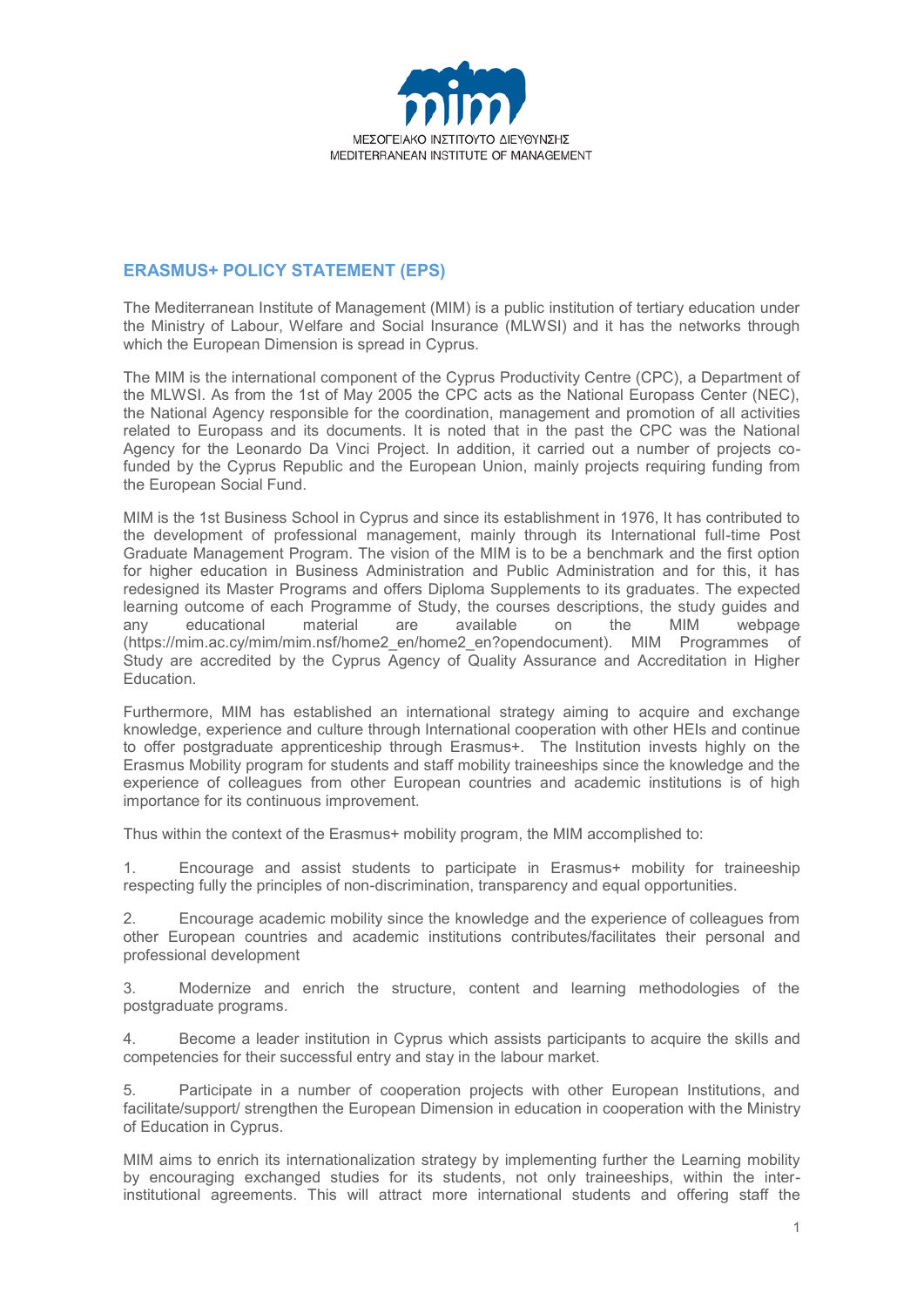ΜΕΣΟΓΕΙΑΚΟ ΙΝΣΤΙΤΟΥΤΟ ΔΙΕΥΘΥΝΣΗΣ
MEDITERRANEAN INSTITUTE OF MANAGEMENT

## ERASMUS+ POLICY STATEMENT (EPS)

The Mediterranean Institute of Management (MIM) is a public institution of tertiary education under the Ministry of Labour, Welfare and Social Insurance (MLWSI) and it has the networks through which the European Dimension is spread in Cyprus.

The MIM is the international component of the Cyprus Productivity Centre (CPC), a Department of the MLWSI. As from the 1st of May 2005 the CPC acts as the National Europass Center (NEC), the National Agency responsible for the coordination, management and promotion of all activities related to Europass and its documents. It is noted that in the past the CPC was the National Agency for the Leonardo Da Vinci Project. In addition, it carried out a number of projects co-funded by the Cyprus Republic and the European Union, mainly projects requiring funding from the European Social Fund.

MIM is the 1st Business School in Cyprus and since its establishment in 1976, It has contributed to the development of professional management, mainly through its International full-time Post Graduate Management Program. The vision of the MIM is to be a benchmark and the first option for higher education in Business Administration and Public Administration and for this, it has redesigned its Master Programs and offers Diploma Supplements to its graduates. The expected learning outcome of each Programme of Study, the courses descriptions, the study guides and any educational material are available on the MIM webpage (https://mim.ac.cy/mim/mim.nsf/home2_en/home2_en?opendocument). MIM Programmes of Study are accredited by the Cyprus Agency of Quality Assurance and Accreditation in Higher Education.

Furthermore, MIM has established an international strategy aiming to acquire and exchange knowledge, experience and culture through International cooperation with other HEIs and continue to offer postgraduate apprenticeship through Erasmus+. The Institution invests highly on the Erasmus Mobility program for students and staff mobility traineeships since the knowledge and the experience of colleagues from other European countries and academic institutions is of high importance for its continuous improvement.

Thus within the context of the Erasmus+ mobility program, the MIM accomplished to:

1. Encourage and assist students to participate in Erasmus+ mobility for traineeship respecting fully the principles of non-discrimination, transparency and equal opportunities.

2. Encourage academic mobility since the knowledge and the experience of colleagues from other European countries and academic institutions contributes/facilitates their personal and professional development

3. Modernize and enrich the structure, content and learning methodologies of the postgraduate programs.

4. Become a leader institution in Cyprus which assists participants to acquire the skills and competencies for their successful entry and stay in the labour market.

5. Participate in a number of cooperation projects with other European Institutions, and facilitate/support/ strengthen the European Dimension in education in cooperation with the Ministry of Education in Cyprus.

MIM aims to enrich its internationalization strategy by implementing further the Learning mobility by encouraging exchanged studies for its students, not only traineeships, within the inter-institutional agreements. This will attract more international students and offering staff the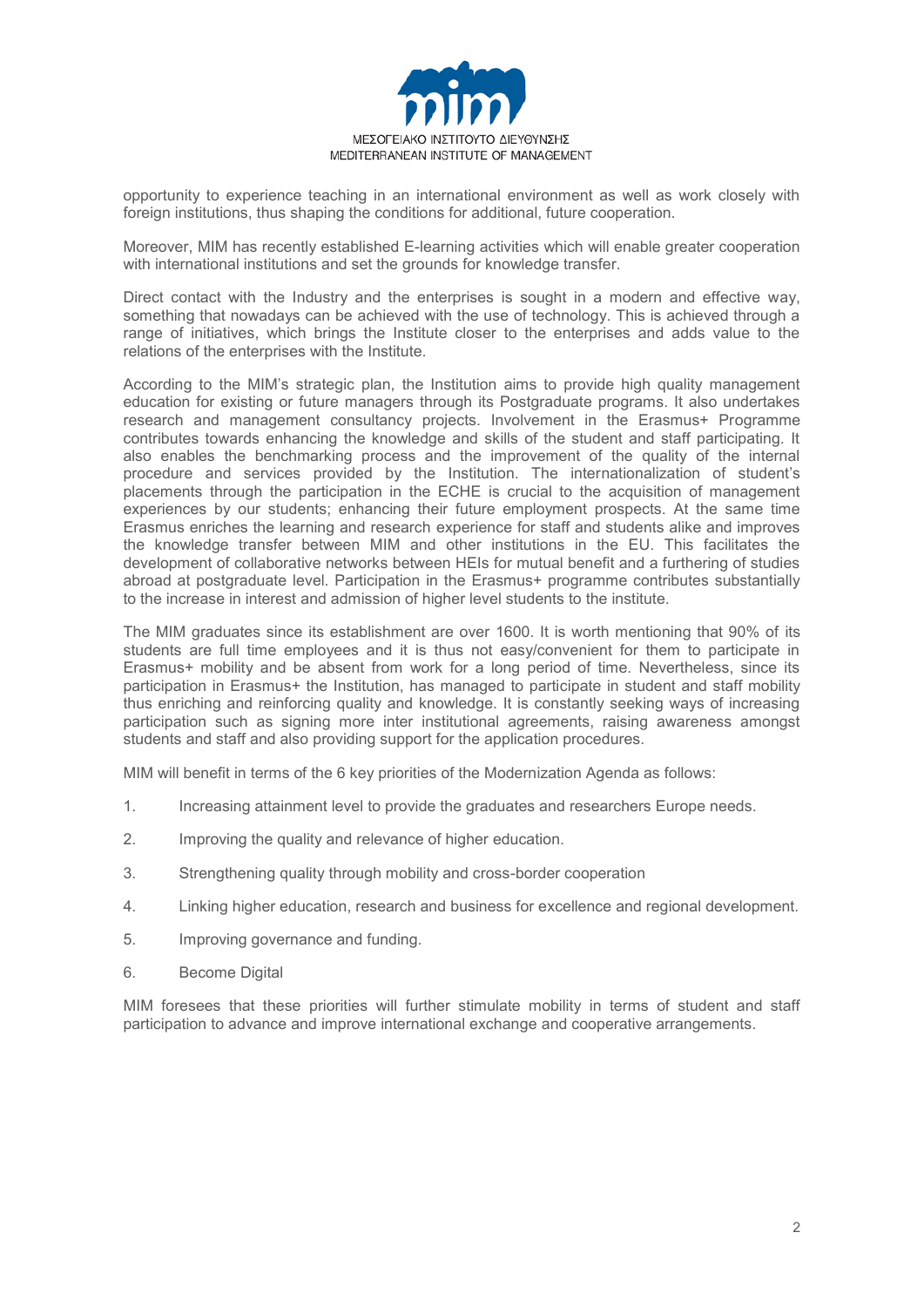opportunity to experience teaching in an international environment as well as work closely with foreign institutions, thus shaping the conditions for additional, future cooperation.

Moreover, MIM has recently established E-learning activities which will enable greater cooperation with international institutions and set the grounds for knowledge transfer.

Direct contact with the Industry and the enterprises is sought in a modern and effective way, something that nowadays can be achieved with the use of technology. This is achieved through a range of initiatives, which brings the Institute closer to the enterprises and adds value to the relations of the enterprises with the Institute.

According to the MIM's strategic plan, the Institution aims to provide high quality management education for existing or future managers through its Postgraduate programs. It also undertakes research and management consultancy projects. Involvement in the Erasmus+ Programme contributes towards enhancing the knowledge and skills of the student and staff participating. It also enables the benchmarking process and the improvement of the quality of the internal procedure and services provided by the Institution. The internationalization of student's placements through the participation in the ECHE is crucial to the acquisition of management experiences by our students; enhancing their future employment prospects. At the same time Erasmus enriches the learning and research experience for staff and students alike and improves the knowledge transfer between MIM and other institutions in the EU. This facilitates the development of collaborative networks between HEIs for mutual benefit and a furthering of studies abroad at postgraduate level. Participation in the Erasmus+ programme contributes substantially to the increase in interest and admission of higher level students to the institute.

The MIM graduates since its establishment are over 1600. It is worth mentioning that 90% of its students are full time employees and it is thus not easy/convenient for them to participate in Erasmus+ mobility and be absent from work for a long period of time. Nevertheless, since its participation in Erasmus+ the Institution, has managed to participate in student and staff mobility thus enriching and reinforcing quality and knowledge. It is constantly seeking ways of increasing participation such as signing more inter institutional agreements, raising awareness amongst students and staff and also providing support for the application procedures.

MIM will benefit in terms of the 6 key priorities of the Modernization Agenda as follows:

1. Increasing attainment level to provide the graduates and researchers Europe needs.
2. Improving the quality and relevance of higher education.
3. Strengthening quality through mobility and cross-border cooperation
4. Linking higher education, research and business for excellence and regional development.
5. Improving governance and funding.
6. Become Digital

MIM foresees that these priorities will further stimulate mobility in terms of student and staff participation to advance and improve international exchange and cooperative arrangements.